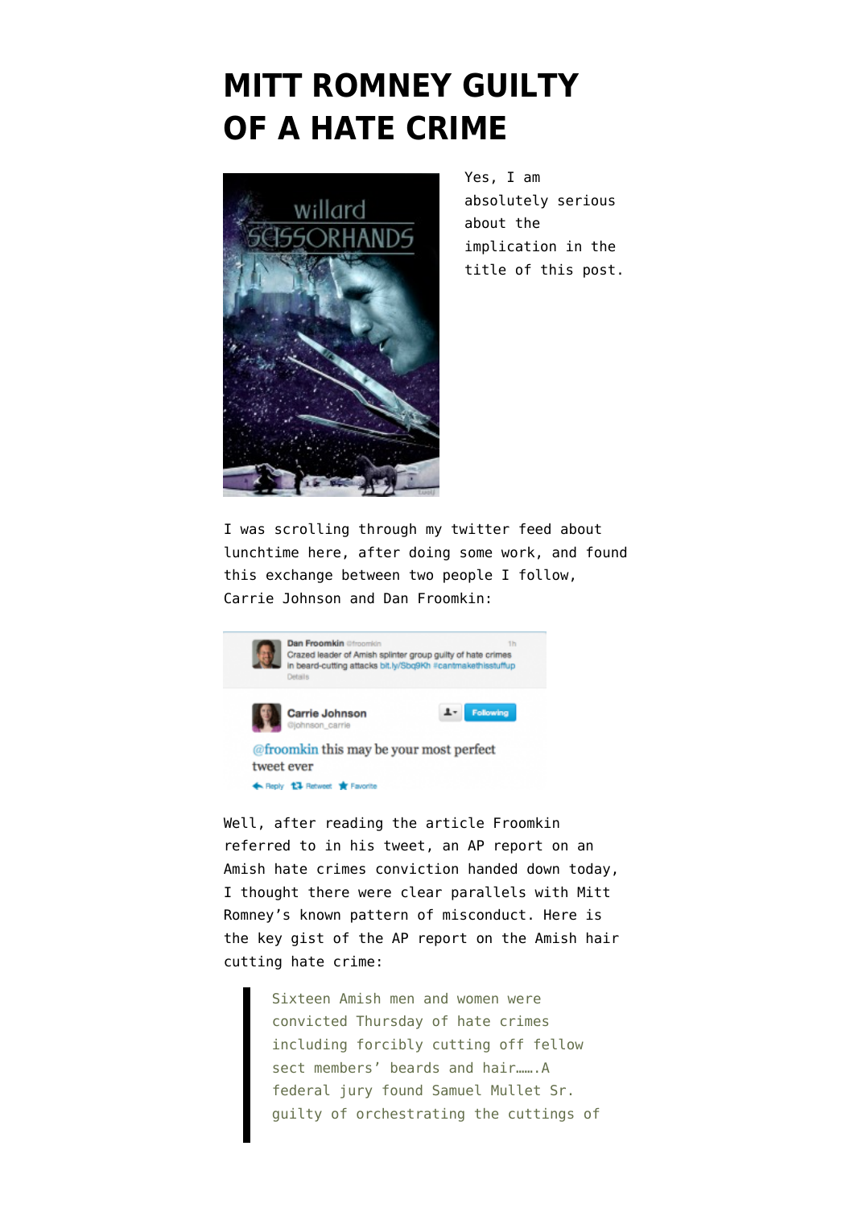# MITT ROMNEY GUILTY OF A HATE CRIME

Yes, I am absolutely serious about the implication in the title of this post.

I was scrolling through my twitter feed about lunchtime here, after doing some work, and found this exchange between two people I follow, Carrie Johnson and Dan Froomkin:

Dan Froomkin @froomkin 1h
Crazed leader of Amish splinter group guilty of hate crimes in beard-cutting attacks bit.ly/Sbq9Kh #cantmakethisstuffup
Details

Carrie Johnson @johnson_carrie
@froomkin this may be your most perfect tweet ever

Well, after reading the article Froomkin referred to in his tweet, an AP report on an Amish hate crimes conviction handed down today, I thought there were clear parallels with Mitt Romney's known pattern of misconduct. Here is the key gist of the AP report on the Amish hair cutting hate crime:

> Sixteen Amish men and women were convicted Thursday of hate crimes including forcibly cutting off fellow sect members' beards and hair…….A federal jury found Samuel Mullet Sr. guilty of orchestrating the cuttings of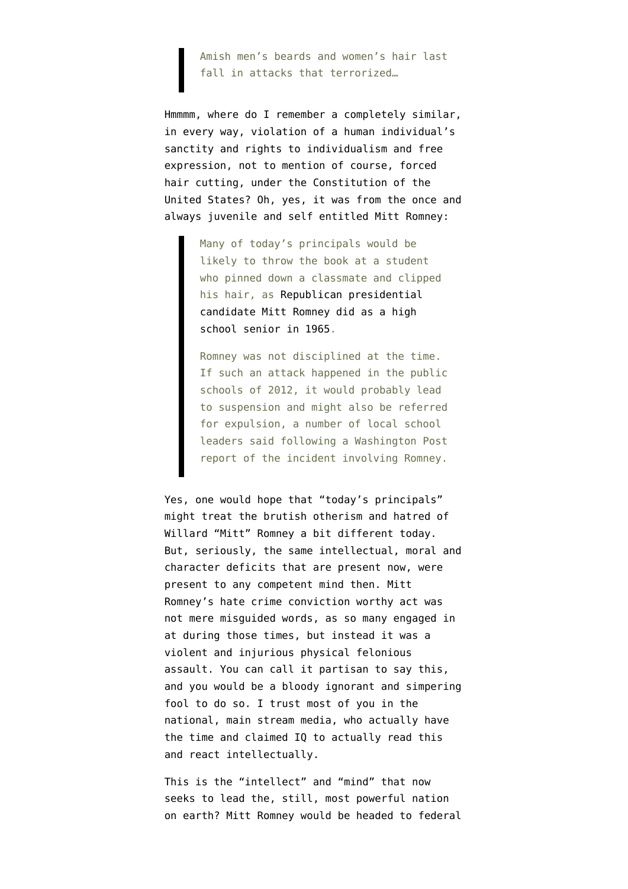> Amish men's beards and women's hair last fall in attacks that terrorized…

Hmmmm, where do I remember a completely similar, in every way, violation of a human individual's sanctity and rights to individualism and free expression, not to mention of course, forced hair cutting, under the Constitution of the United States? Oh, yes, it was from the once and always juvenile and self entitled Mitt Romney:

> Many of today's principals would be likely to throw the book at a student who pinned down a classmate and clipped his hair, as Republican presidential candidate Mitt Romney did as a high school senior in 1965.
>
> Romney was not disciplined at the time. If such an attack happened in the public schools of 2012, it would probably lead to suspension and might also be referred for expulsion, a number of local school leaders said following a Washington Post report of the incident involving Romney.

Yes, one would hope that "today's principals" might treat the brutish otherism and hatred of Willard "Mitt" Romney a bit different today. But, seriously, the same intellectual, moral and character deficits that are present now, were present to any competent mind then. Mitt Romney's hate crime conviction worthy act was not mere misguided words, as so many engaged in at during those times, but instead it was a violent and injurious physical felonious assault. You can call it partisan to say this, and you would be a bloody ignorant and simpering fool to do so. I trust most of you in the national, main stream media, who actually have the time and claimed IQ to actually read this and react intellectually.

This is the "intellect" and "mind" that now seeks to lead the, still, most powerful nation on earth? Mitt Romney would be headed to federal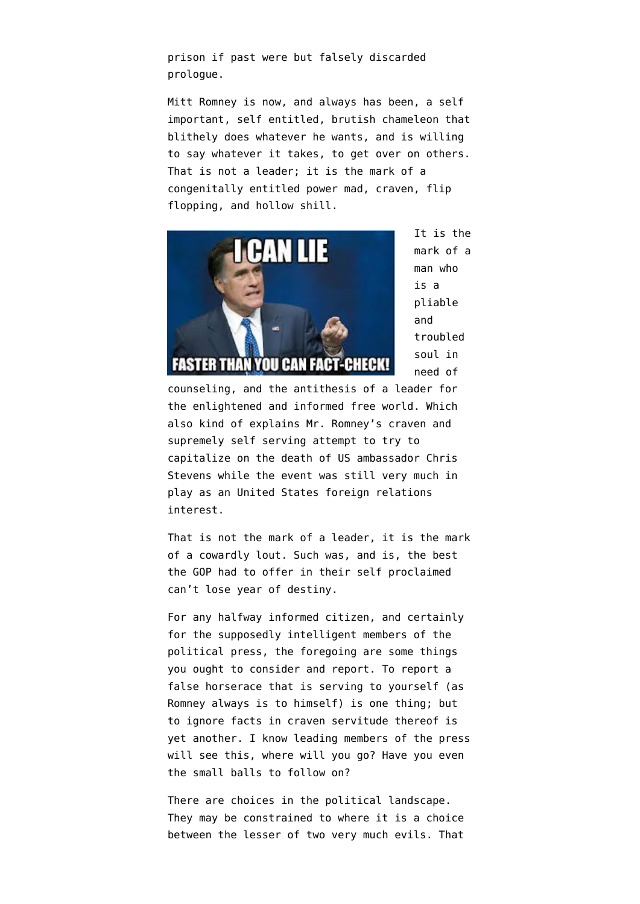prison if past were but falsely discarded prologue.

Mitt Romney is now, and always has been, a self important, self entitled, brutish chameleon that blithely does whatever he wants, and is willing to say whatever it takes, to get over on others. That is not a leader; it is the mark of a congenitally entitled power mad, craven, flip flopping, and hollow shill.

It is the mark of a man who is a pliable and troubled soul in need of counseling, and the antithesis of a leader for the enlightened and informed free world. Which also kind of explains Mr. Romney's craven and supremely self serving attempt to try to capitalize on the death of US ambassador Chris Stevens while the event was still very much in play as an United States foreign relations interest.

That is not the mark of a leader, it is the mark of a cowardly lout. Such was, and is, the best the GOP had to offer in their self proclaimed can't lose year of destiny.

For any halfway informed citizen, and certainly for the supposedly intelligent members of the political press, the foregoing are some things you ought to consider and report. To report a false horserace that is serving to yourself (as Romney always is to himself) is one thing; but to ignore facts in craven servitude thereof is yet another. I know leading members of the press will see this, where will you go? Have you even the small balls to follow on?

There are choices in the political landscape. They may be constrained to where it is a choice between the lesser of two very much evils. That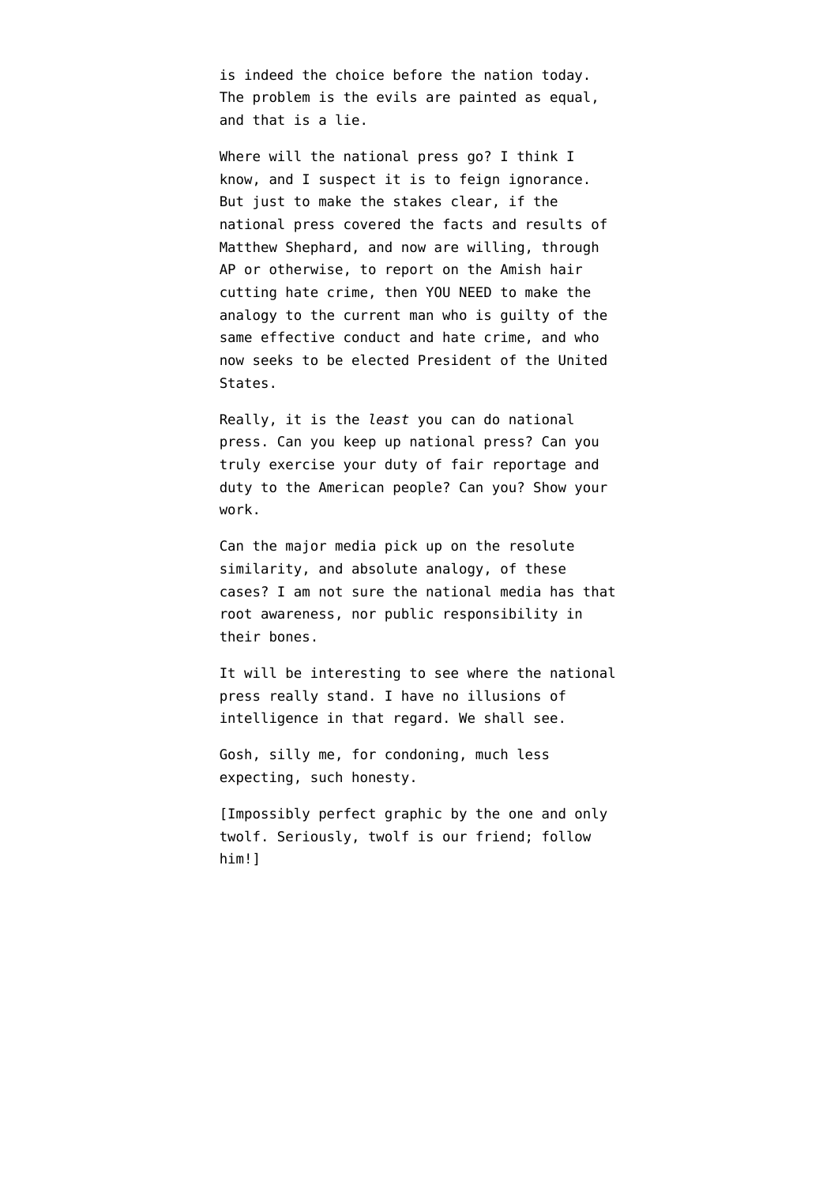is indeed the choice before the nation today. The problem is the evils are painted as equal, and that is a lie.

Where will the national press go? I think I know, and I suspect it is to feign ignorance. But just to make the stakes clear, if the national press covered the facts and results of Matthew Shephard, and now are willing, through AP or otherwise, to report on the Amish hair cutting hate crime, then YOU NEED to make the analogy to the current man who is guilty of the same effective conduct and hate crime, and who now seeks to be elected President of the United States.

Really, it is the *least* you can do national press. Can you keep up national press? Can you truly exercise your duty of fair reportage and duty to the American people? Can you? Show your work.

Can the major media pick up on the resolute similarity, and absolute analogy, of these cases? I am not sure the national media has that root awareness, nor public responsibility in their bones.

It will be interesting to see where the national press really stand. I have no illusions of intelligence in that regard. We shall see.

Gosh, silly me, for condoning, much less expecting, such honesty.

[Impossibly perfect graphic by the one and only twolf. Seriously, twolf is our friend; follow him!]